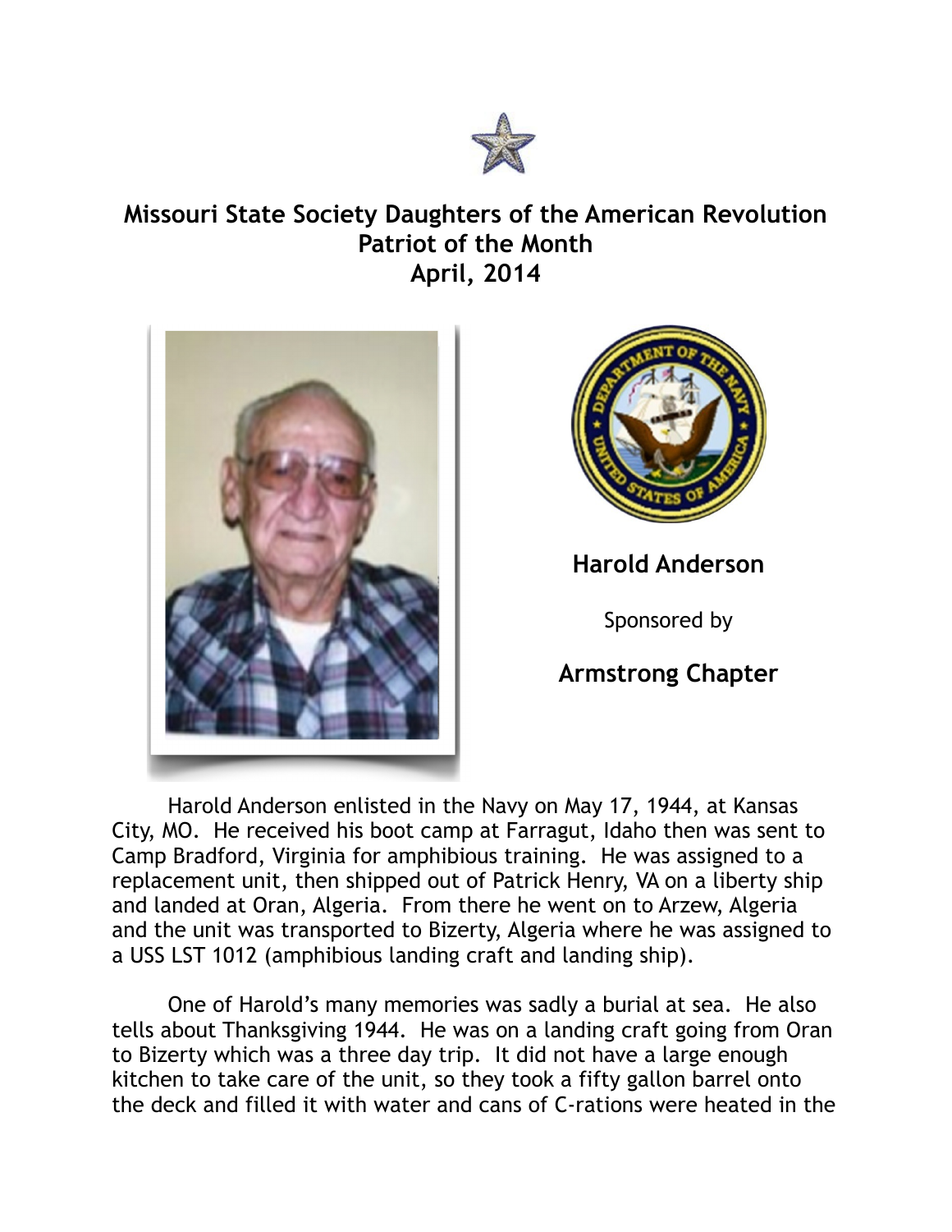# Missouri State Society Daughters of the American Revolution
## Patriot of the Month
## April, 2014

**Harold Anderson**

Sponsored by

**Armstrong Chapter**

Harold Anderson enlisted in the Navy on May 17, 1944, at Kansas City, MO. He received his boot camp at Farragut, Idaho then was sent to Camp Bradford, Virginia for amphibious training. He was assigned to a replacement unit, then shipped out of Patrick Henry, VA on a liberty ship and landed at Oran, Algeria. From there he went on to Arzew, Algeria and the unit was transported to Bizerty, Algeria where he was assigned to a USS LST 1012 (amphibious landing craft and landing ship).

One of Harold's many memories was sadly a burial at sea. He also tells about Thanksgiving 1944. He was on a landing craft going from Oran to Bizerty which was a three day trip. It did not have a large enough kitchen to take care of the unit, so they took a fifty gallon barrel onto the deck and filled it with water and cans of C-rations were heated in the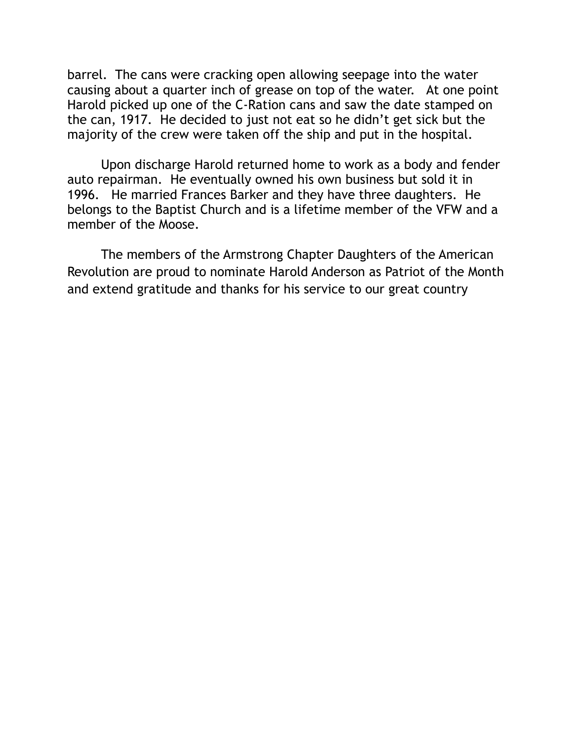barrel. The cans were cracking open allowing seepage into the water causing about a quarter inch of grease on top of the water. At one point Harold picked up one of the C-Ration cans and saw the date stamped on the can, 1917. He decided to just not eat so he didn't get sick but the majority of the crew were taken off the ship and put in the hospital.

Upon discharge Harold returned home to work as a body and fender auto repairman. He eventually owned his own business but sold it in 1996. He married Frances Barker and they have three daughters. He belongs to the Baptist Church and is a lifetime member of the VFW and a member of the Moose.

The members of the Armstrong Chapter Daughters of the American Revolution are proud to nominate Harold Anderson as Patriot of the Month and extend gratitude and thanks for his service to our great country